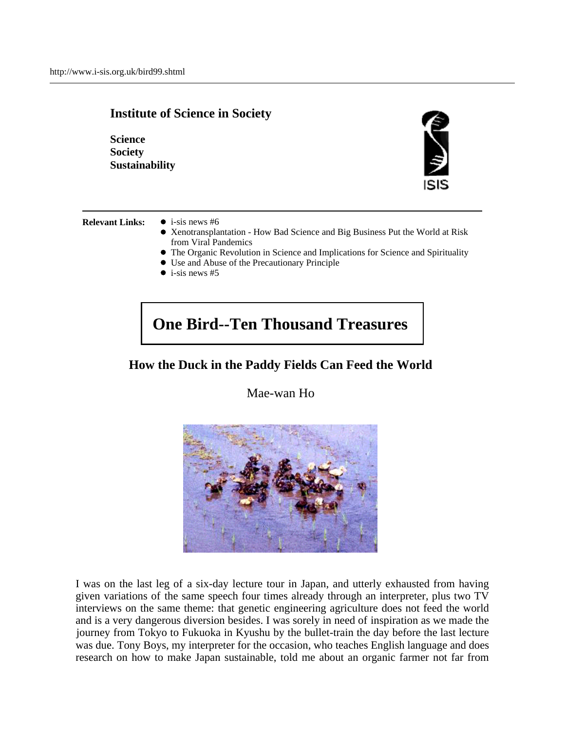http://www.i-sis.org.uk/bird99.shtml

**Institute of Science in Society**

**Science**
**Society**
**Sustainability**

**Relevant Links:**

- i-sis news #6
- Xenotransplantation - How Bad Science and Big Business Put the World at Risk from Viral Pandemics
- The Organic Revolution in Science and Implications for Science and Spirituality
- Use and Abuse of the Precautionary Principle
- i-sis news #5

# One Bird--Ten Thousand Treasures

## How the Duck in the Paddy Fields Can Feed the World

Mae-wan Ho

I was on the last leg of a six-day lecture tour in Japan, and utterly exhausted from having given variations of the same speech four times already through an interpreter, plus two TV interviews on the same theme: that genetic engineering agriculture does not feed the world and is a very dangerous diversion besides. I was sorely in need of inspiration as we made the journey from Tokyo to Fukuoka in Kyushu by the bullet-train the day before the last lecture was due. Tony Boys, my interpreter for the occasion, who teaches English language and does research on how to make Japan sustainable, told me about an organic farmer not far from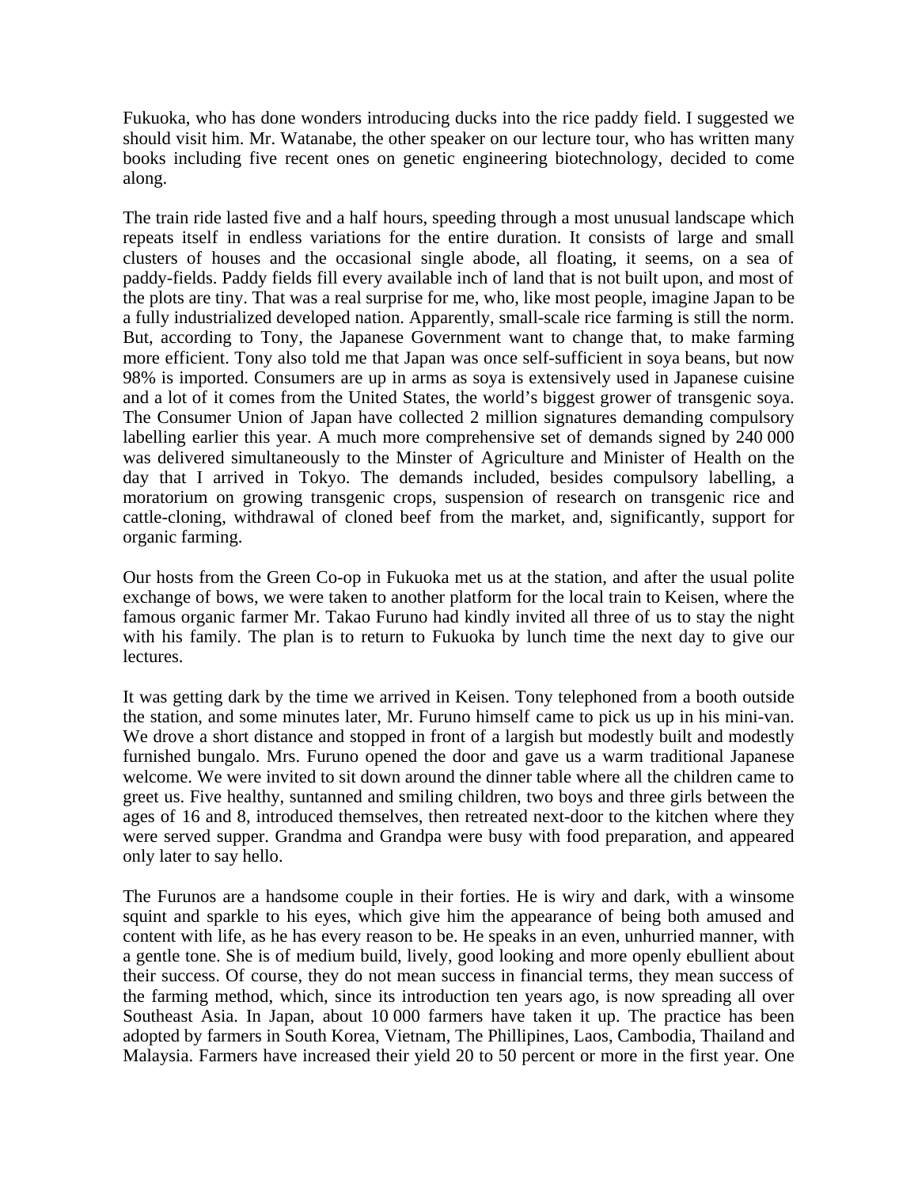Fukuoka, who has done wonders introducing ducks into the rice paddy field. I suggested we should visit him. Mr. Watanabe, the other speaker on our lecture tour, who has written many books including five recent ones on genetic engineering biotechnology, decided to come along.

The train ride lasted five and a half hours, speeding through a most unusual landscape which repeats itself in endless variations for the entire duration. It consists of large and small clusters of houses and the occasional single abode, all floating, it seems, on a sea of paddy-fields. Paddy fields fill every available inch of land that is not built upon, and most of the plots are tiny. That was a real surprise for me, who, like most people, imagine Japan to be a fully industrialized developed nation. Apparently, small-scale rice farming is still the norm. But, according to Tony, the Japanese Government want to change that, to make farming more efficient. Tony also told me that Japan was once self-sufficient in soya beans, but now 98% is imported. Consumers are up in arms as soya is extensively used in Japanese cuisine and a lot of it comes from the United States, the world's biggest grower of transgenic soya. The Consumer Union of Japan have collected 2 million signatures demanding compulsory labelling earlier this year. A much more comprehensive set of demands signed by 240 000 was delivered simultaneously to the Minster of Agriculture and Minister of Health on the day that I arrived in Tokyo. The demands included, besides compulsory labelling, a moratorium on growing transgenic crops, suspension of research on transgenic rice and cattle-cloning, withdrawal of cloned beef from the market, and, significantly, support for organic farming.

Our hosts from the Green Co-op in Fukuoka met us at the station, and after the usual polite exchange of bows, we were taken to another platform for the local train to Keisen, where the famous organic farmer Mr. Takao Furuno had kindly invited all three of us to stay the night with his family. The plan is to return to Fukuoka by lunch time the next day to give our lectures.

It was getting dark by the time we arrived in Keisen. Tony telephoned from a booth outside the station, and some minutes later, Mr. Furuno himself came to pick us up in his mini-van. We drove a short distance and stopped in front of a largish but modestly built and modestly furnished bungalo. Mrs. Furuno opened the door and gave us a warm traditional Japanese welcome. We were invited to sit down around the dinner table where all the children came to greet us. Five healthy, suntanned and smiling children, two boys and three girls between the ages of 16 and 8, introduced themselves, then retreated next-door to the kitchen where they were served supper. Grandma and Grandpa were busy with food preparation, and appeared only later to say hello.

The Furunos are a handsome couple in their forties. He is wiry and dark, with a winsome squint and sparkle to his eyes, which give him the appearance of being both amused and content with life, as he has every reason to be. He speaks in an even, unhurried manner, with a gentle tone. She is of medium build, lively, good looking and more openly ebullient about their success. Of course, they do not mean success in financial terms, they mean success of the farming method, which, since its introduction ten years ago, is now spreading all over Southeast Asia. In Japan, about 10 000 farmers have taken it up. The practice has been adopted by farmers in South Korea, Vietnam, The Phillipines, Laos, Cambodia, Thailand and Malaysia. Farmers have increased their yield 20 to 50 percent or more in the first year. One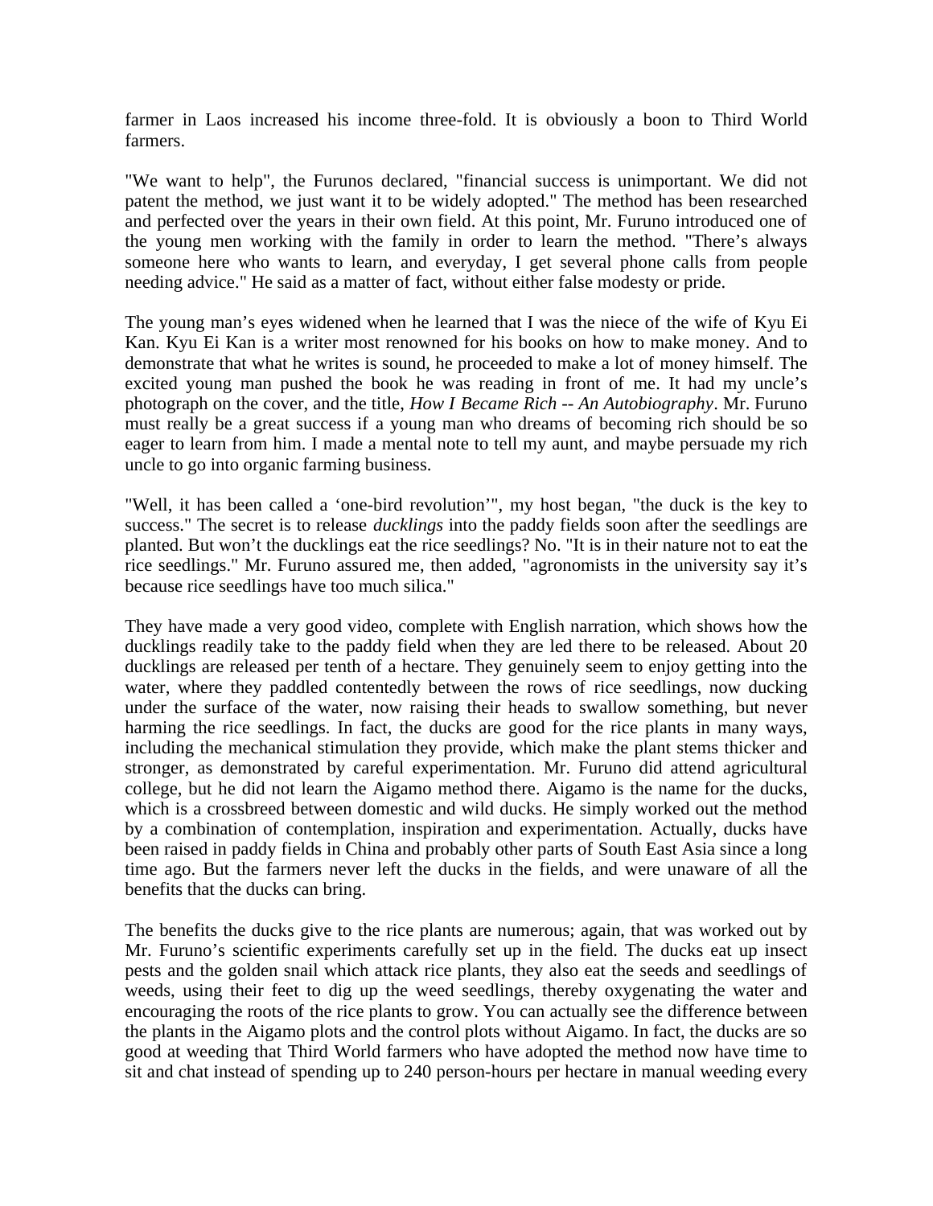farmer in Laos increased his income three-fold. It is obviously a boon to Third World farmers.

"We want to help", the Furunos declared, "financial success is unimportant. We did not patent the method, we just want it to be widely adopted." The method has been researched and perfected over the years in their own field. At this point, Mr. Furuno introduced one of the young men working with the family in order to learn the method. "There's always someone here who wants to learn, and everyday, I get several phone calls from people needing advice." He said as a matter of fact, without either false modesty or pride.

The young man's eyes widened when he learned that I was the niece of the wife of Kyu Ei Kan. Kyu Ei Kan is a writer most renowned for his books on how to make money. And to demonstrate that what he writes is sound, he proceeded to make a lot of money himself. The excited young man pushed the book he was reading in front of me. It had my uncle's photograph on the cover, and the title, *How I Became Rich -- An Autobiography*. Mr. Furuno must really be a great success if a young man who dreams of becoming rich should be so eager to learn from him. I made a mental note to tell my aunt, and maybe persuade my rich uncle to go into organic farming business.

"Well, it has been called a 'one-bird revolution'", my host began, "the duck is the key to success." The secret is to release *ducklings* into the paddy fields soon after the seedlings are planted. But won't the ducklings eat the rice seedlings? No. "It is in their nature not to eat the rice seedlings." Mr. Furuno assured me, then added, "agronomists in the university say it's because rice seedlings have too much silica."

They have made a very good video, complete with English narration, which shows how the ducklings readily take to the paddy field when they are led there to be released. About 20 ducklings are released per tenth of a hectare. They genuinely seem to enjoy getting into the water, where they paddled contentedly between the rows of rice seedlings, now ducking under the surface of the water, now raising their heads to swallow something, but never harming the rice seedlings. In fact, the ducks are good for the rice plants in many ways, including the mechanical stimulation they provide, which make the plant stems thicker and stronger, as demonstrated by careful experimentation. Mr. Furuno did attend agricultural college, but he did not learn the Aigamo method there. Aigamo is the name for the ducks, which is a crossbreed between domestic and wild ducks. He simply worked out the method by a combination of contemplation, inspiration and experimentation. Actually, ducks have been raised in paddy fields in China and probably other parts of South East Asia since a long time ago. But the farmers never left the ducks in the fields, and were unaware of all the benefits that the ducks can bring.

The benefits the ducks give to the rice plants are numerous; again, that was worked out by Mr. Furuno's scientific experiments carefully set up in the field. The ducks eat up insect pests and the golden snail which attack rice plants, they also eat the seeds and seedlings of weeds, using their feet to dig up the weed seedlings, thereby oxygenating the water and encouraging the roots of the rice plants to grow. You can actually see the difference between the plants in the Aigamo plots and the control plots without Aigamo. In fact, the ducks are so good at weeding that Third World farmers who have adopted the method now have time to sit and chat instead of spending up to 240 person-hours per hectare in manual weeding every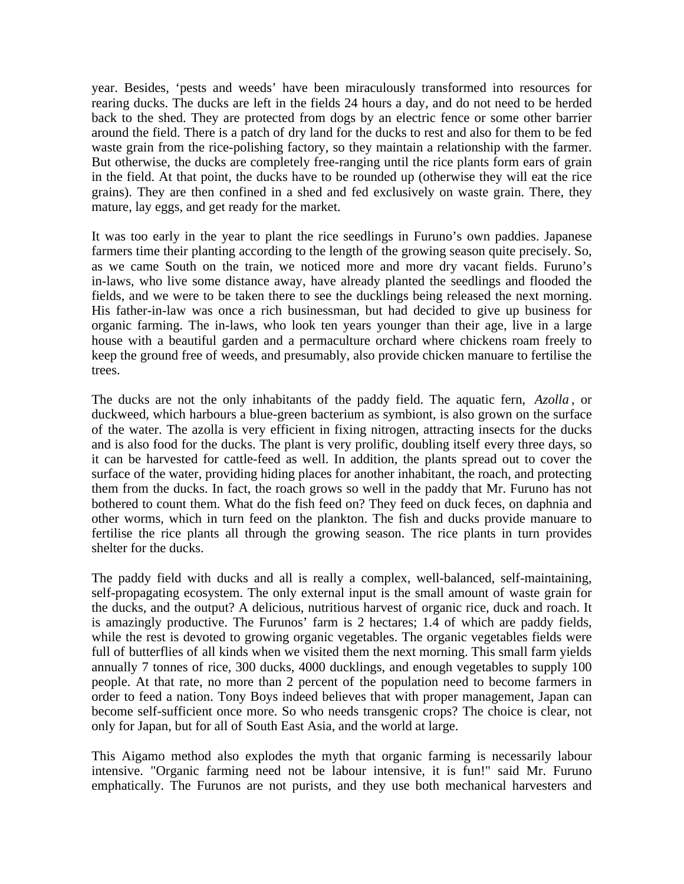year. Besides, 'pests and weeds' have been miraculously transformed into resources for rearing ducks. The ducks are left in the fields 24 hours a day, and do not need to be herded back to the shed. They are protected from dogs by an electric fence or some other barrier around the field. There is a patch of dry land for the ducks to rest and also for them to be fed waste grain from the rice-polishing factory, so they maintain a relationship with the farmer. But otherwise, the ducks are completely free-ranging until the rice plants form ears of grain in the field. At that point, the ducks have to be rounded up (otherwise they will eat the rice grains). They are then confined in a shed and fed exclusively on waste grain. There, they mature, lay eggs, and get ready for the market.

It was too early in the year to plant the rice seedlings in Furuno's own paddies. Japanese farmers time their planting according to the length of the growing season quite precisely. So, as we came South on the train, we noticed more and more dry vacant fields. Furuno's in-laws, who live some distance away, have already planted the seedlings and flooded the fields, and we were to be taken there to see the ducklings being released the next morning. His father-in-law was once a rich businessman, but had decided to give up business for organic farming. The in-laws, who look ten years younger than their age, live in a large house with a beautiful garden and a permaculture orchard where chickens roam freely to keep the ground free of weeds, and presumably, also provide chicken manuare to fertilise the trees.

The ducks are not the only inhabitants of the paddy field. The aquatic fern, *Azolla* , or duckweed, which harbours a blue-green bacterium as symbiont, is also grown on the surface of the water. The azolla is very efficient in fixing nitrogen, attracting insects for the ducks and is also food for the ducks. The plant is very prolific, doubling itself every three days, so it can be harvested for cattle-feed as well. In addition, the plants spread out to cover the surface of the water, providing hiding places for another inhabitant, the roach, and protecting them from the ducks. In fact, the roach grows so well in the paddy that Mr. Furuno has not bothered to count them. What do the fish feed on? They feed on duck feces, on daphnia and other worms, which in turn feed on the plankton. The fish and ducks provide manuare to fertilise the rice plants all through the growing season. The rice plants in turn provides shelter for the ducks.

The paddy field with ducks and all is really a complex, well-balanced, self-maintaining, self-propagating ecosystem. The only external input is the small amount of waste grain for the ducks, and the output? A delicious, nutritious harvest of organic rice, duck and roach. It is amazingly productive. The Furunos' farm is 2 hectares; 1.4 of which are paddy fields, while the rest is devoted to growing organic vegetables. The organic vegetables fields were full of butterflies of all kinds when we visited them the next morning. This small farm yields annually 7 tonnes of rice, 300 ducks, 4000 ducklings, and enough vegetables to supply 100 people. At that rate, no more than 2 percent of the population need to become farmers in order to feed a nation. Tony Boys indeed believes that with proper management, Japan can become self-sufficient once more. So who needs transgenic crops? The choice is clear, not only for Japan, but for all of South East Asia, and the world at large.

This Aigamo method also explodes the myth that organic farming is necessarily labour intensive. "Organic farming need not be labour intensive, it is fun!" said Mr. Furuno emphatically. The Furunos are not purists, and they use both mechanical harvesters and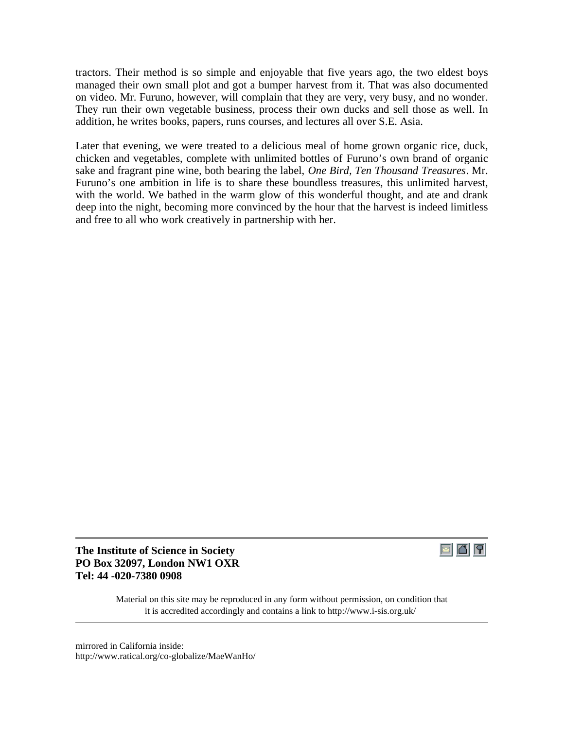tractors. Their method is so simple and enjoyable that five years ago, the two eldest boys managed their own small plot and got a bumper harvest from it. That was also documented on video. Mr. Furuno, however, will complain that they are very, very busy, and no wonder. They run their own vegetable business, process their own ducks and sell those as well. In addition, he writes books, papers, runs courses, and lectures all over S.E. Asia.

Later that evening, we were treated to a delicious meal of home grown organic rice, duck, chicken and vegetables, complete with unlimited bottles of Furuno's own brand of organic sake and fragrant pine wine, both bearing the label, *One Bird, Ten Thousand Treasures*. Mr. Furuno's one ambition in life is to share these boundless treasures, this unlimited harvest, with the world. We bathed in the warm glow of this wonderful thought, and ate and drank deep into the night, becoming more convinced by the hour that the harvest is indeed limitless and free to all who work creatively in partnership with her.

---

**The Institute of Science in Society**
**PO Box 32097, London NW1 OXR**
**Tel: 44 -020-7380 0908**

Material on this site may be reproduced in any form without permission, on condition that it is accredited accordingly and contains a link to http://www.i-sis.org.uk/

---

mirrored in California inside:
http://www.ratical.org/co-globalize/MaeWanHo/